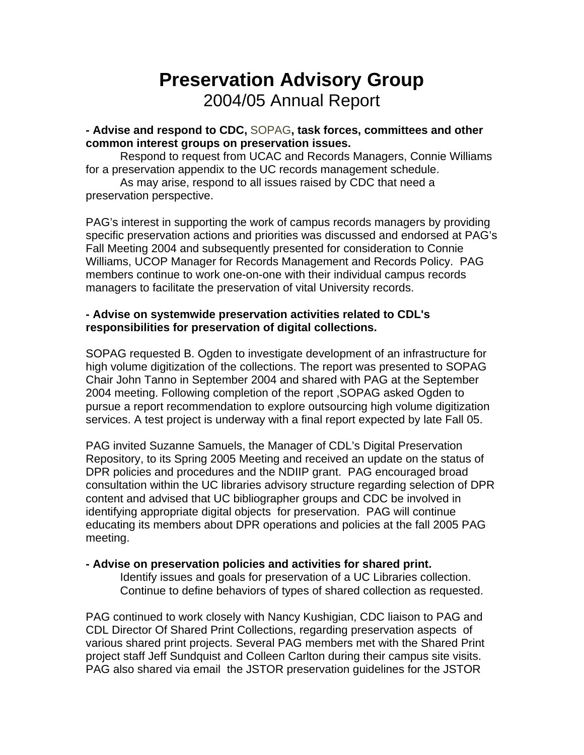# Preservation Advisory Group

## 2004/05 Annual Report

**- Advise and respond to CDC, SOPAG, task forces, committees and other common interest groups on preservation issues.**

Respond to request from UCAC and Records Managers, Connie Williams for a preservation appendix to the UC records management schedule.

As may arise, respond to all issues raised by CDC that need a preservation perspective.

PAG's interest in supporting the work of campus records managers by providing specific preservation actions and priorities was discussed and endorsed at PAG's Fall Meeting 2004 and subsequently presented for consideration to Connie Williams, UCOP Manager for Records Management and Records Policy. PAG members continue to work one-on-one with their individual campus records managers to facilitate the preservation of vital University records.

**- Advise on systemwide preservation activities related to CDL's responsibilities for preservation of digital collections.**

SOPAG requested B. Ogden to investigate development of an infrastructure for high volume digitization of the collections. The report was presented to SOPAG Chair John Tanno in September 2004 and shared with PAG at the September 2004 meeting. Following completion of the report ,SOPAG asked Ogden to pursue a report recommendation to explore outsourcing high volume digitization services. A test project is underway with a final report expected by late Fall 05.

PAG invited Suzanne Samuels, the Manager of CDL's Digital Preservation Repository, to its Spring 2005 Meeting and received an update on the status of DPR policies and procedures and the NDIIP grant. PAG encouraged broad consultation within the UC libraries advisory structure regarding selection of DPR content and advised that UC bibliographer groups and CDC be involved in identifying appropriate digital objects for preservation. PAG will continue educating its members about DPR operations and policies at the fall 2005 PAG meeting.

**- Advise on preservation policies and activities for shared print.**

Identify issues and goals for preservation of a UC Libraries collection.

Continue to define behaviors of types of shared collection as requested.

PAG continued to work closely with Nancy Kushigian, CDC liaison to PAG and CDL Director Of Shared Print Collections, regarding preservation aspects of various shared print projects. Several PAG members met with the Shared Print project staff Jeff Sundquist and Colleen Carlton during their campus site visits. PAG also shared via email the JSTOR preservation guidelines for the JSTOR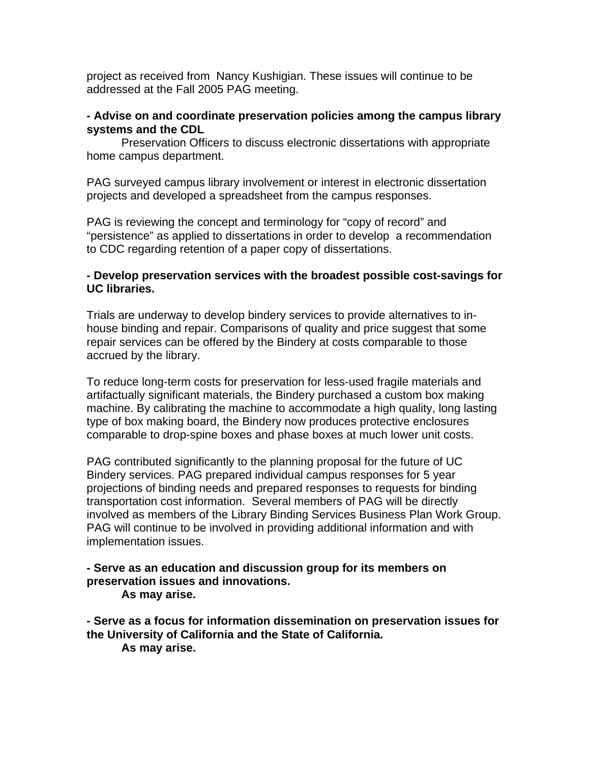project as received from Nancy Kushigian. These issues will continue to be addressed at the Fall 2005 PAG meeting.

**- Advise on and coordinate preservation policies among the campus library systems and the CDL**

Preservation Officers to discuss electronic dissertations with appropriate home campus department.

PAG surveyed campus library involvement or interest in electronic dissertation projects and developed a spreadsheet from the campus responses.

PAG is reviewing the concept and terminology for "copy of record" and "persistence" as applied to dissertations in order to develop a recommendation to CDC regarding retention of a paper copy of dissertations.

**- Develop preservation services with the broadest possible cost-savings for UC libraries.**

Trials are underway to develop bindery services to provide alternatives to in-house binding and repair. Comparisons of quality and price suggest that some repair services can be offered by the Bindery at costs comparable to those accrued by the library.

To reduce long-term costs for preservation for less-used fragile materials and artifactually significant materials, the Bindery purchased a custom box making machine. By calibrating the machine to accommodate a high quality, long lasting type of box making board, the Bindery now produces protective enclosures comparable to drop-spine boxes and phase boxes at much lower unit costs.

PAG contributed significantly to the planning proposal for the future of UC Bindery services. PAG prepared individual campus responses for 5 year projections of binding needs and prepared responses to requests for binding transportation cost information. Several members of PAG will be directly involved as members of the Library Binding Services Business Plan Work Group. PAG will continue to be involved in providing additional information and with implementation issues.

**- Serve as an education and discussion group for its members on preservation issues and innovations.**

**As may arise.**

**- Serve as a focus for information dissemination on preservation issues for the University of California and the State of California.**

**As may arise.**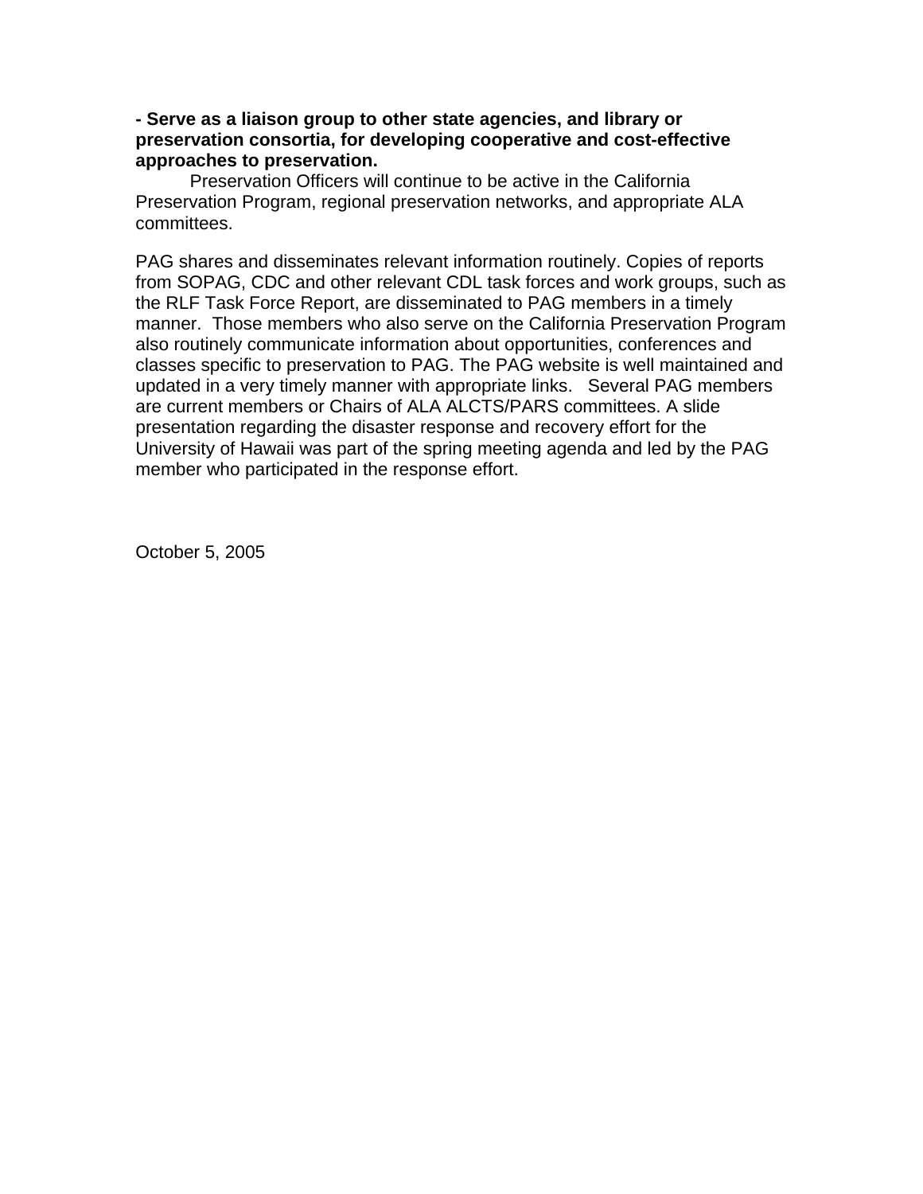**- Serve as a liaison group to other state agencies, and library or preservation consortia, for developing cooperative and cost-effective approaches to preservation.**

Preservation Officers will continue to be active in the California Preservation Program, regional preservation networks, and appropriate ALA committees.

PAG shares and disseminates relevant information routinely. Copies of reports from SOPAG, CDC and other relevant CDL task forces and work groups, such as the RLF Task Force Report, are disseminated to PAG members in a timely manner. Those members who also serve on the California Preservation Program also routinely communicate information about opportunities, conferences and classes specific to preservation to PAG. The PAG website is well maintained and updated in a very timely manner with appropriate links. Several PAG members are current members or Chairs of ALA ALCTS/PARS committees. A slide presentation regarding the disaster response and recovery effort for the University of Hawaii was part of the spring meeting agenda and led by the PAG member who participated in the response effort.

October 5, 2005